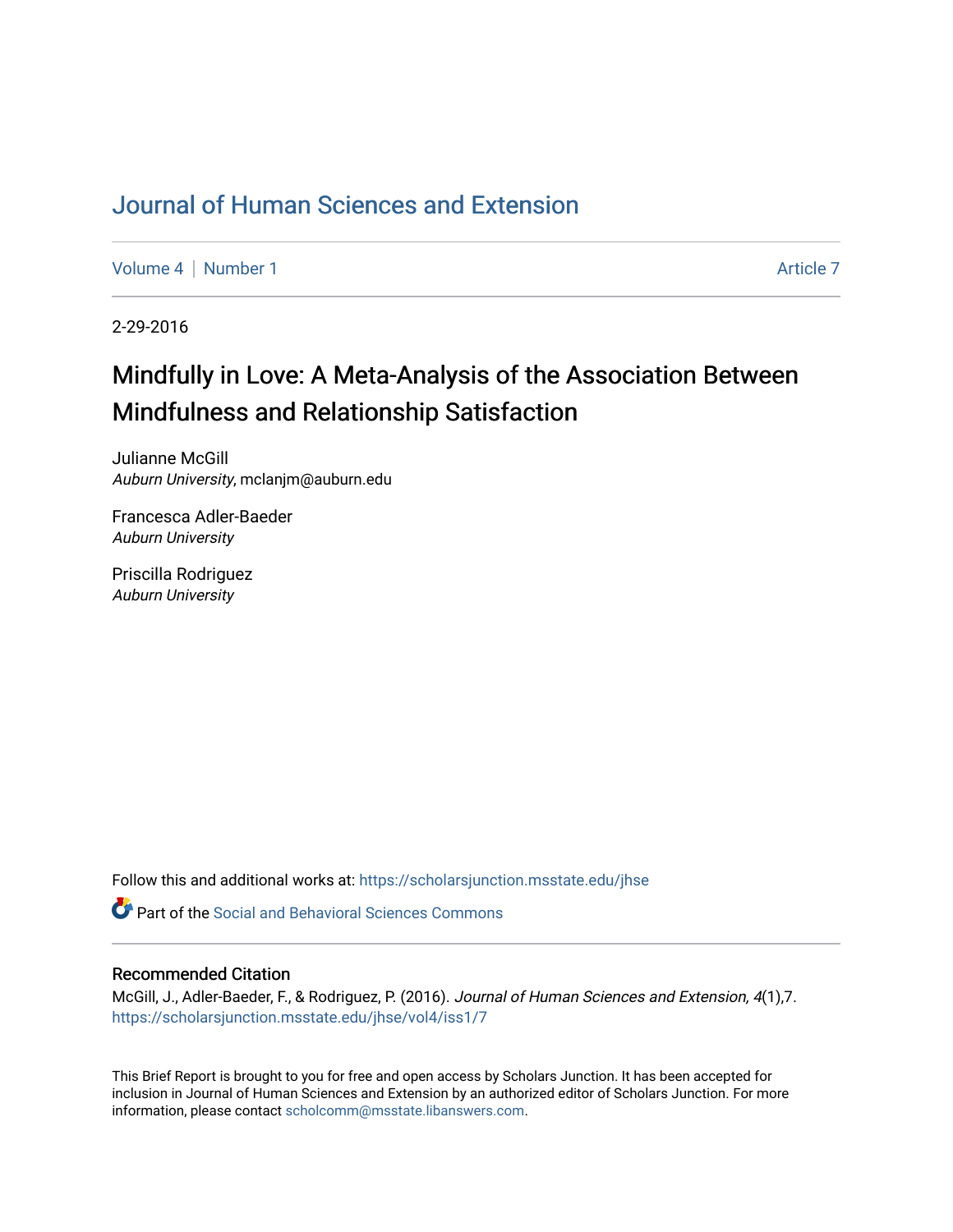# Journal of Human Sciences and Extension

Volume 4 | Number 1 Article 7

2-29-2016

## Mindfully in Love: A Meta-Analysis of the Association Between Mindfulness and Relationship Satisfaction

Julianne McGill
*Auburn University*, mclanjm@auburn.edu

Francesca Adler-Baeder
*Auburn University*

Priscilla Rodriguez
*Auburn University*

Follow this and additional works at: https://scholarsjunction.msstate.edu/jhse

Part of the Social and Behavioral Sciences Commons

### Recommended Citation

McGill, J., Adler-Baeder, F., & Rodriguez, P. (2016). *Journal of Human Sciences and Extension, 4*(1),7.
https://scholarsjunction.msstate.edu/jhse/vol4/iss1/7

This Brief Report is brought to you for free and open access by Scholars Junction. It has been accepted for inclusion in Journal of Human Sciences and Extension by an authorized editor of Scholars Junction. For more information, please contact scholcomm@msstate.libanswers.com.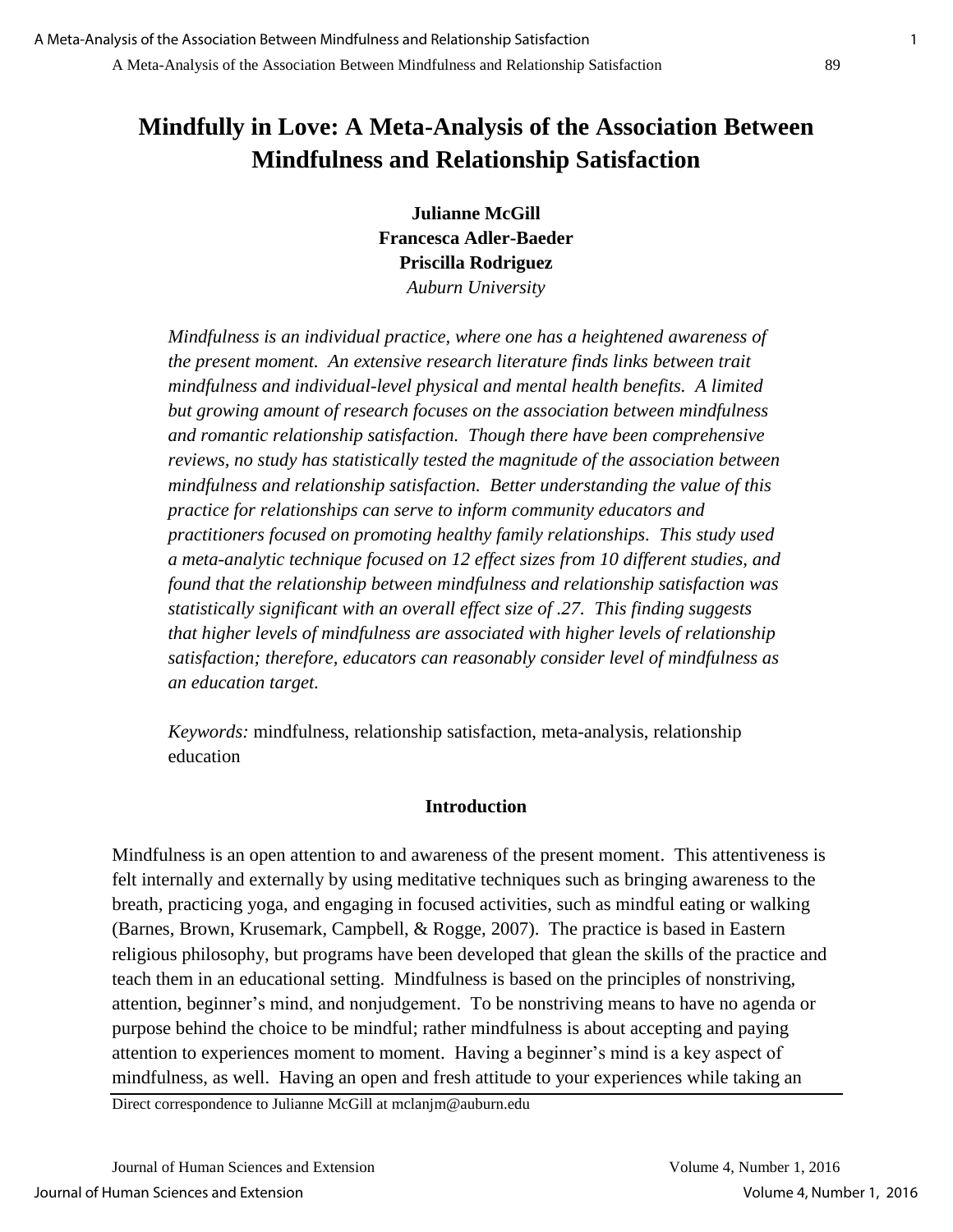# Mindfully in Love: A Meta-Analysis of the Association Between Mindfulness and Relationship Satisfaction

**Julianne McGill**
**Francesca Adler-Baeder**
**Priscilla Rodriguez**
*Auburn University*

*Mindfulness is an individual practice, where one has a heightened awareness of the present moment. An extensive research literature finds links between trait mindfulness and individual-level physical and mental health benefits. A limited but growing amount of research focuses on the association between mindfulness and romantic relationship satisfaction. Though there have been comprehensive reviews, no study has statistically tested the magnitude of the association between mindfulness and relationship satisfaction. Better understanding the value of this practice for relationships can serve to inform community educators and practitioners focused on promoting healthy family relationships. This study used a meta-analytic technique focused on 12 effect sizes from 10 different studies, and found that the relationship between mindfulness and relationship satisfaction was statistically significant with an overall effect size of .27. This finding suggests that higher levels of mindfulness are associated with higher levels of relationship satisfaction; therefore, educators can reasonably consider level of mindfulness as an education target.*

*Keywords:* mindfulness, relationship satisfaction, meta-analysis, relationship education

## Introduction

Mindfulness is an open attention to and awareness of the present moment. This attentiveness is felt internally and externally by using meditative techniques such as bringing awareness to the breath, practicing yoga, and engaging in focused activities, such as mindful eating or walking (Barnes, Brown, Krusemark, Campbell, & Rogge, 2007). The practice is based in Eastern religious philosophy, but programs have been developed that glean the skills of the practice and teach them in an educational setting. Mindfulness is based on the principles of nonstriving, attention, beginner's mind, and nonjudgement. To be nonstriving means to have no agenda or purpose behind the choice to be mindful; rather mindfulness is about accepting and paying attention to experiences moment to moment. Having a beginner's mind is a key aspect of mindfulness, as well. Having an open and fresh attitude to your experiences while taking an

Direct correspondence to Julianne McGill at mclanjm@auburn.edu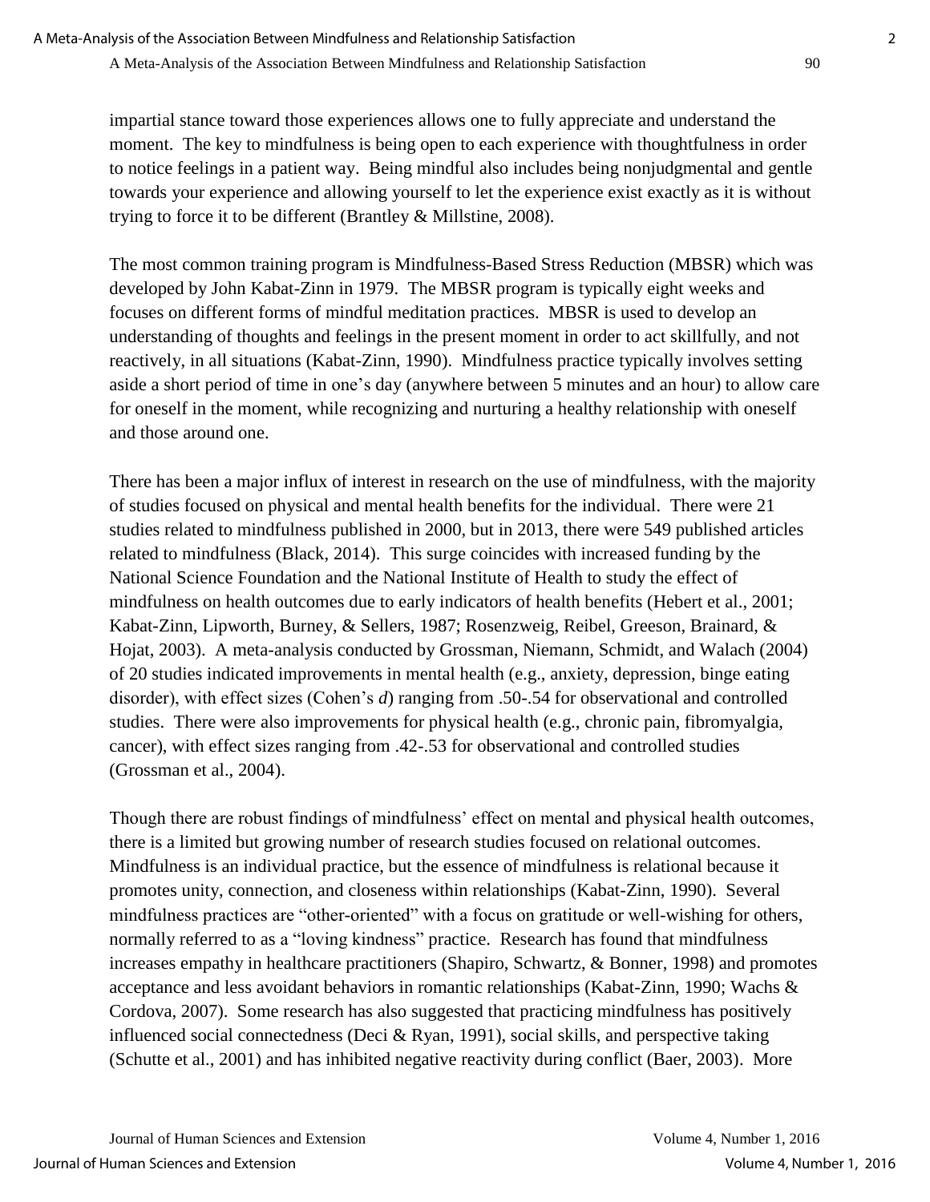impartial stance toward those experiences allows one to fully appreciate and understand the moment. The key to mindfulness is being open to each experience with thoughtfulness in order to notice feelings in a patient way. Being mindful also includes being nonjudgmental and gentle towards your experience and allowing yourself to let the experience exist exactly as it is without trying to force it to be different (Brantley & Millstine, 2008).

The most common training program is Mindfulness-Based Stress Reduction (MBSR) which was developed by John Kabat-Zinn in 1979. The MBSR program is typically eight weeks and focuses on different forms of mindful meditation practices. MBSR is used to develop an understanding of thoughts and feelings in the present moment in order to act skillfully, and not reactively, in all situations (Kabat-Zinn, 1990). Mindfulness practice typically involves setting aside a short period of time in one's day (anywhere between 5 minutes and an hour) to allow care for oneself in the moment, while recognizing and nurturing a healthy relationship with oneself and those around one.

There has been a major influx of interest in research on the use of mindfulness, with the majority of studies focused on physical and mental health benefits for the individual. There were 21 studies related to mindfulness published in 2000, but in 2013, there were 549 published articles related to mindfulness (Black, 2014). This surge coincides with increased funding by the National Science Foundation and the National Institute of Health to study the effect of mindfulness on health outcomes due to early indicators of health benefits (Hebert et al., 2001; Kabat-Zinn, Lipworth, Burney, & Sellers, 1987; Rosenzweig, Reibel, Greeson, Brainard, & Hojat, 2003). A meta-analysis conducted by Grossman, Niemann, Schmidt, and Walach (2004) of 20 studies indicated improvements in mental health (e.g., anxiety, depression, binge eating disorder), with effect sizes (Cohen's *d*) ranging from .50-.54 for observational and controlled studies. There were also improvements for physical health (e.g., chronic pain, fibromyalgia, cancer), with effect sizes ranging from .42-.53 for observational and controlled studies (Grossman et al., 2004).

Though there are robust findings of mindfulness' effect on mental and physical health outcomes, there is a limited but growing number of research studies focused on relational outcomes. Mindfulness is an individual practice, but the essence of mindfulness is relational because it promotes unity, connection, and closeness within relationships (Kabat-Zinn, 1990). Several mindfulness practices are "other-oriented" with a focus on gratitude or well-wishing for others, normally referred to as a "loving kindness" practice. Research has found that mindfulness increases empathy in healthcare practitioners (Shapiro, Schwartz, & Bonner, 1998) and promotes acceptance and less avoidant behaviors in romantic relationships (Kabat-Zinn, 1990; Wachs & Cordova, 2007). Some research has also suggested that practicing mindfulness has positively influenced social connectedness (Deci & Ryan, 1991), social skills, and perspective taking (Schutte et al., 2001) and has inhibited negative reactivity during conflict (Baer, 2003). More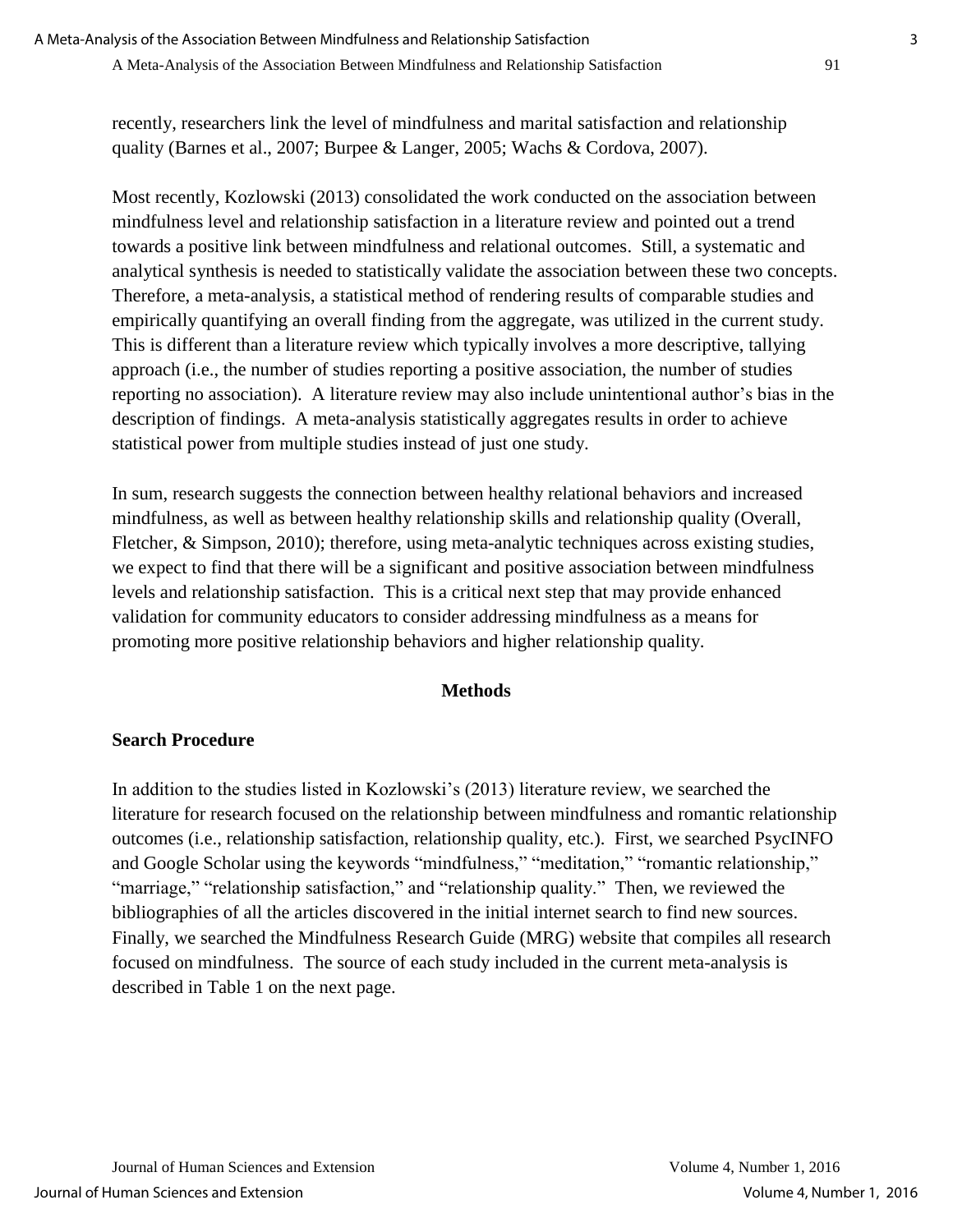recently, researchers link the level of mindfulness and marital satisfaction and relationship quality (Barnes et al., 2007; Burpee & Langer, 2005; Wachs & Cordova, 2007).

Most recently, Kozlowski (2013) consolidated the work conducted on the association between mindfulness level and relationship satisfaction in a literature review and pointed out a trend towards a positive link between mindfulness and relational outcomes. Still, a systematic and analytical synthesis is needed to statistically validate the association between these two concepts. Therefore, a meta-analysis, a statistical method of rendering results of comparable studies and empirically quantifying an overall finding from the aggregate, was utilized in the current study. This is different than a literature review which typically involves a more descriptive, tallying approach (i.e., the number of studies reporting a positive association, the number of studies reporting no association). A literature review may also include unintentional author's bias in the description of findings. A meta-analysis statistically aggregates results in order to achieve statistical power from multiple studies instead of just one study.

In sum, research suggests the connection between healthy relational behaviors and increased mindfulness, as well as between healthy relationship skills and relationship quality (Overall, Fletcher, & Simpson, 2010); therefore, using meta-analytic techniques across existing studies, we expect to find that there will be a significant and positive association between mindfulness levels and relationship satisfaction. This is a critical next step that may provide enhanced validation for community educators to consider addressing mindfulness as a means for promoting more positive relationship behaviors and higher relationship quality.

## Methods

### Search Procedure

In addition to the studies listed in Kozlowski's (2013) literature review, we searched the literature for research focused on the relationship between mindfulness and romantic relationship outcomes (i.e., relationship satisfaction, relationship quality, etc.). First, we searched PsycINFO and Google Scholar using the keywords "mindfulness," "meditation," "romantic relationship," "marriage," "relationship satisfaction," and "relationship quality." Then, we reviewed the bibliographies of all the articles discovered in the initial internet search to find new sources. Finally, we searched the Mindfulness Research Guide (MRG) website that compiles all research focused on mindfulness. The source of each study included in the current meta-analysis is described in Table 1 on the next page.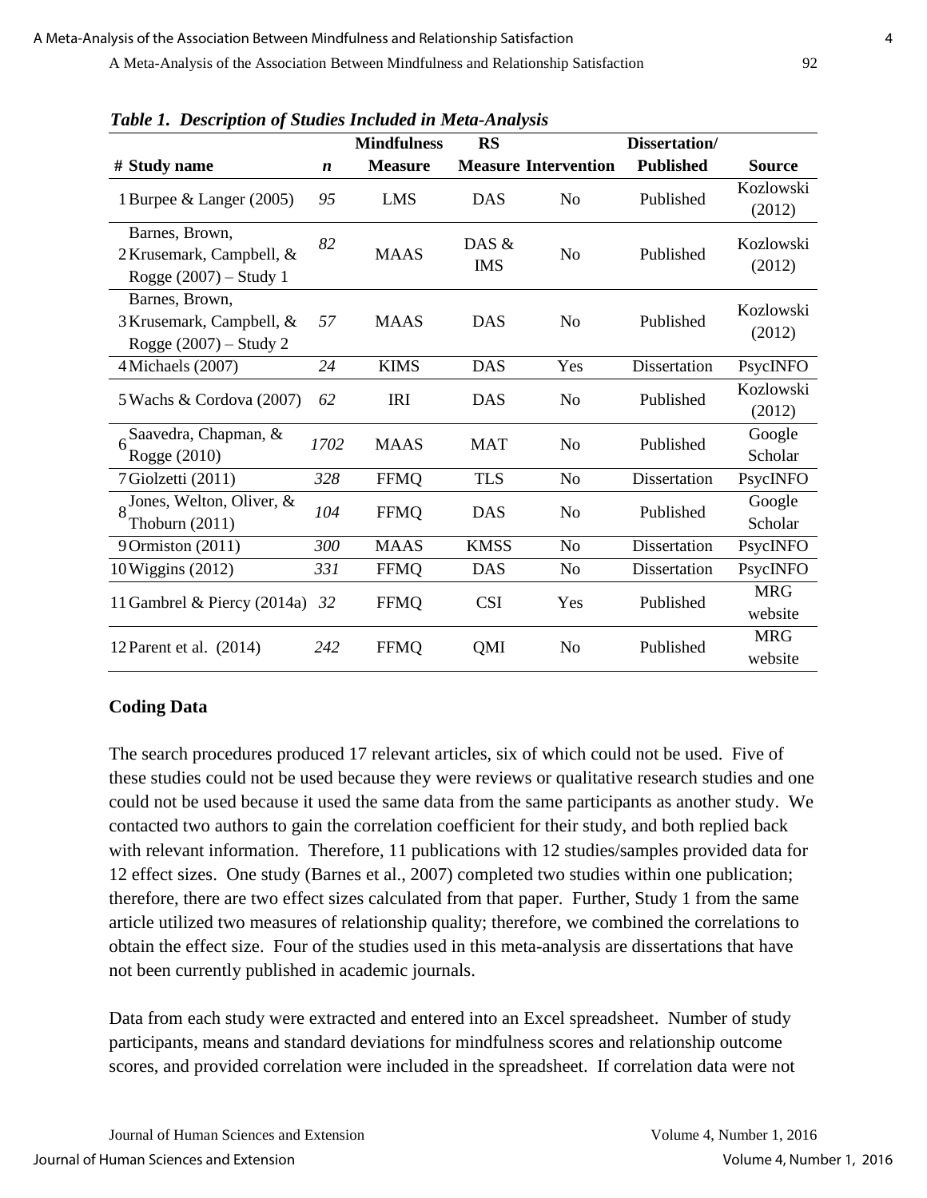*Table 1. Description of Studies Included in Meta-Analysis*

| # | Study name | *n* | Mindfulness Measure | RS Measure | Intervention | Dissertation/ Published | Source |
|---|---|---|---|---|---|---|---|
| 1 | Burpee & Langer (2005) | *95* | LMS | DAS | No | Published | Kozlowski (2012) |
| 2 | Barnes, Brown, Krusemark, Campbell, & Rogge (2007) – Study 1 | *82* | MAAS | DAS & IMS | No | Published | Kozlowski (2012) |
| 3 | Barnes, Brown, Krusemark, Campbell, & Rogge (2007) – Study 2 | *57* | MAAS | DAS | No | Published | Kozlowski (2012) |
| 4 | Michaels (2007) | *24* | KIMS | DAS | Yes | Dissertation | PsycINFO |
| 5 | Wachs & Cordova (2007) | *62* | IRI | DAS | No | Published | Kozlowski (2012) |
| 6 | Saavedra, Chapman, & Rogge (2010) | *1702* | MAAS | MAT | No | Published | Google Scholar |
| 7 | Giolzetti (2011) | *328* | FFMQ | TLS | No | Dissertation | PsycINFO |
| 8 | Jones, Welton, Oliver, & Thoburn (2011) | *104* | FFMQ | DAS | No | Published | Google Scholar |
| 9 | Ormiston (2011) | *300* | MAAS | KMSS | No | Dissertation | PsycINFO |
| 10 | Wiggins (2012) | *331* | FFMQ | DAS | No | Dissertation | PsycINFO |
| 11 | Gambrel & Piercy (2014a) | *32* | FFMQ | CSI | Yes | Published | MRG website |
| 12 | Parent et al. (2014) | *242* | FFMQ | QMI | No | Published | MRG website |

### Coding Data

The search procedures produced 17 relevant articles, six of which could not be used. Five of these studies could not be used because they were reviews or qualitative research studies and one could not be used because it used the same data from the same participants as another study. We contacted two authors to gain the correlation coefficient for their study, and both replied back with relevant information. Therefore, 11 publications with 12 studies/samples provided data for 12 effect sizes. One study (Barnes et al., 2007) completed two studies within one publication; therefore, there are two effect sizes calculated from that paper. Further, Study 1 from the same article utilized two measures of relationship quality; therefore, we combined the correlations to obtain the effect size. Four of the studies used in this meta-analysis are dissertations that have not been currently published in academic journals.

Data from each study were extracted and entered into an Excel spreadsheet. Number of study participants, means and standard deviations for mindfulness scores and relationship outcome scores, and provided correlation were included in the spreadsheet. If correlation data were not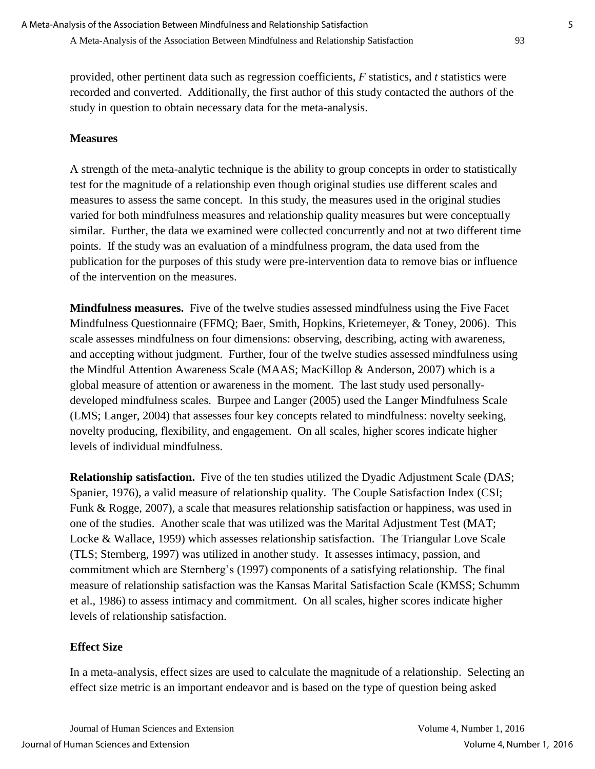provided, other pertinent data such as regression coefficients, *F* statistics, and *t* statistics were recorded and converted. Additionally, the first author of this study contacted the authors of the study in question to obtain necessary data for the meta-analysis.

### Measures

A strength of the meta-analytic technique is the ability to group concepts in order to statistically test for the magnitude of a relationship even though original studies use different scales and measures to assess the same concept. In this study, the measures used in the original studies varied for both mindfulness measures and relationship quality measures but were conceptually similar. Further, the data we examined were collected concurrently and not at two different time points. If the study was an evaluation of a mindfulness program, the data used from the publication for the purposes of this study were pre-intervention data to remove bias or influence of the intervention on the measures.

**Mindfulness measures.** Five of the twelve studies assessed mindfulness using the Five Facet Mindfulness Questionnaire (FFMQ; Baer, Smith, Hopkins, Krietemeyer, & Toney, 2006). This scale assesses mindfulness on four dimensions: observing, describing, acting with awareness, and accepting without judgment. Further, four of the twelve studies assessed mindfulness using the Mindful Attention Awareness Scale (MAAS; MacKillop & Anderson, 2007) which is a global measure of attention or awareness in the moment. The last study used personally-developed mindfulness scales. Burpee and Langer (2005) used the Langer Mindfulness Scale (LMS; Langer, 2004) that assesses four key concepts related to mindfulness: novelty seeking, novelty producing, flexibility, and engagement. On all scales, higher scores indicate higher levels of individual mindfulness.

**Relationship satisfaction.** Five of the ten studies utilized the Dyadic Adjustment Scale (DAS; Spanier, 1976), a valid measure of relationship quality. The Couple Satisfaction Index (CSI; Funk & Rogge, 2007), a scale that measures relationship satisfaction or happiness, was used in one of the studies. Another scale that was utilized was the Marital Adjustment Test (MAT; Locke & Wallace, 1959) which assesses relationship satisfaction. The Triangular Love Scale (TLS; Sternberg, 1997) was utilized in another study. It assesses intimacy, passion, and commitment which are Sternberg's (1997) components of a satisfying relationship. The final measure of relationship satisfaction was the Kansas Marital Satisfaction Scale (KMSS; Schumm et al., 1986) to assess intimacy and commitment. On all scales, higher scores indicate higher levels of relationship satisfaction.

### Effect Size

In a meta-analysis, effect sizes are used to calculate the magnitude of a relationship. Selecting an effect size metric is an important endeavor and is based on the type of question being asked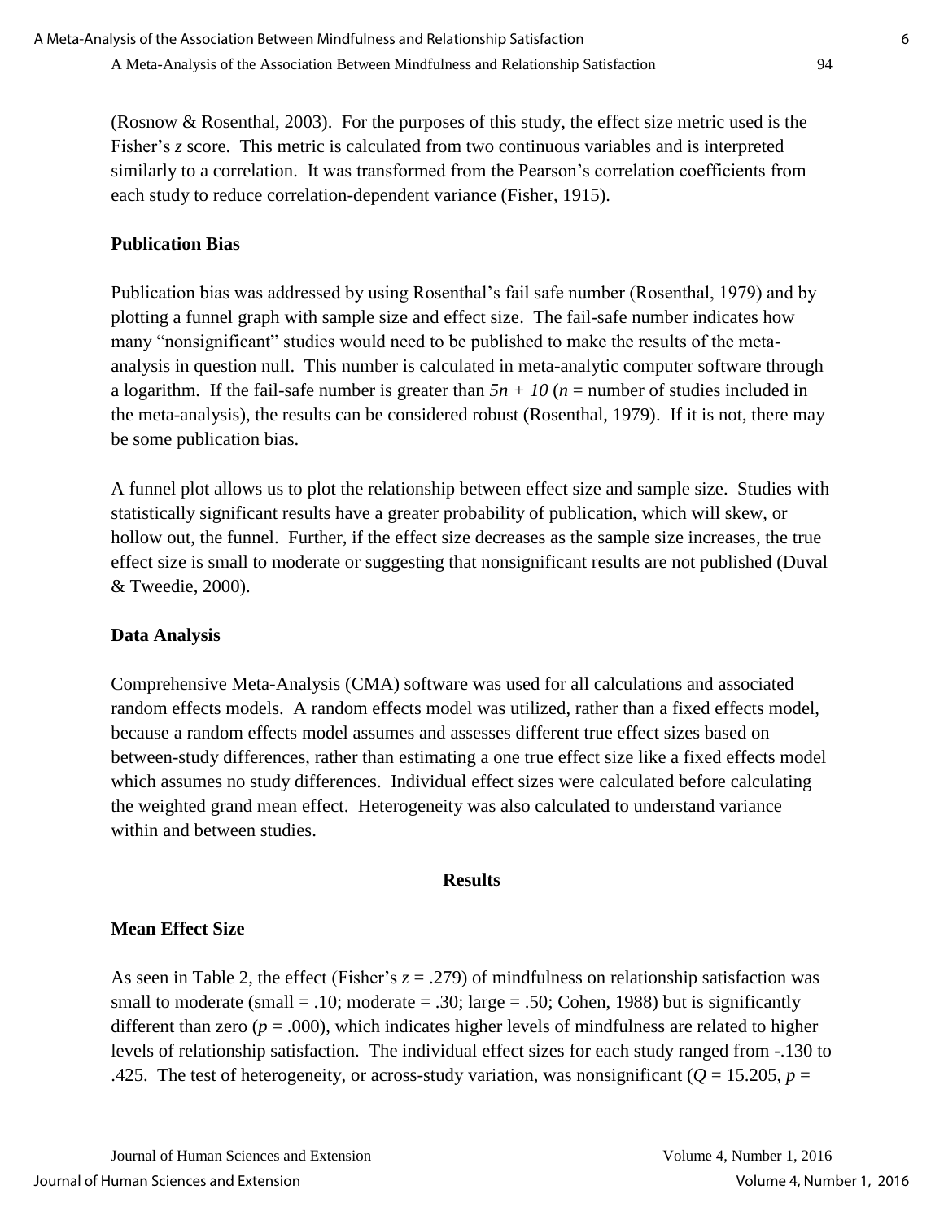(Rosnow & Rosenthal, 2003). For the purposes of this study, the effect size metric used is the Fisher's $z$ score. This metric is calculated from two continuous variables and is interpreted similarly to a correlation. It was transformed from the Pearson's correlation coefficients from each study to reduce correlation-dependent variance (Fisher, 1915).

### Publication Bias

Publication bias was addressed by using Rosenthal's fail safe number (Rosenthal, 1979) and by plotting a funnel graph with sample size and effect size. The fail-safe number indicates how many "nonsignificant" studies would need to be published to make the results of the meta-analysis in question null. This number is calculated in meta-analytic computer software through a logarithm. If the fail-safe number is greater than $5n + 10$ ($n$ = number of studies included in the meta-analysis), the results can be considered robust (Rosenthal, 1979). If it is not, there may be some publication bias.

A funnel plot allows us to plot the relationship between effect size and sample size. Studies with statistically significant results have a greater probability of publication, which will skew, or hollow out, the funnel. Further, if the effect size decreases as the sample size increases, the true effect size is small to moderate or suggesting that nonsignificant results are not published (Duval & Tweedie, 2000).

### Data Analysis

Comprehensive Meta-Analysis (CMA) software was used for all calculations and associated random effects models. A random effects model was utilized, rather than a fixed effects model, because a random effects model assumes and assesses different true effect sizes based on between-study differences, rather than estimating a one true effect size like a fixed effects model which assumes no study differences. Individual effect sizes were calculated before calculating the weighted grand mean effect. Heterogeneity was also calculated to understand variance within and between studies.

## Results

### Mean Effect Size

As seen in Table 2, the effect (Fisher's $z = .279$) of mindfulness on relationship satisfaction was small to moderate (small = .10; moderate = .30; large = .50; Cohen, 1988) but is significantly different than zero ($p = .000$), which indicates higher levels of mindfulness are related to higher levels of relationship satisfaction. The individual effect sizes for each study ranged from -.130 to .425. The test of heterogeneity, or across-study variation, was nonsignificant ($Q = 15.205$, $p =$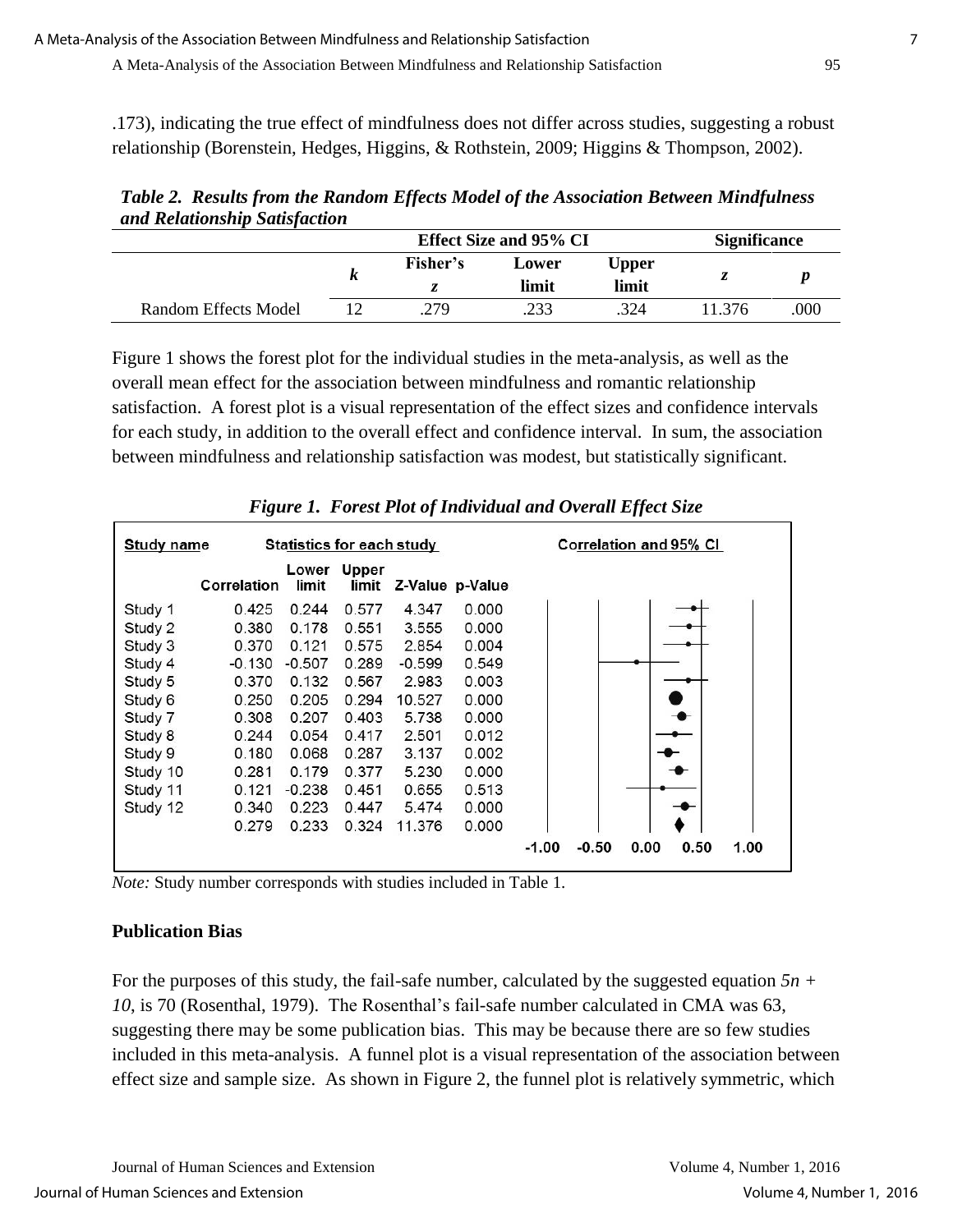.173), indicating the true effect of mindfulness does not differ across studies, suggesting a robust relationship (Borenstein, Hedges, Higgins, & Rothstein, 2009; Higgins & Thompson, 2002).

***Table 2. Results from the Random Effects Model of the Association Between Mindfulness and Relationship Satisfaction***

| | | Effect Size and 95% CI | | | Significance | |
|---|---|---|---|---|---|---|
| | ***k*** | **Fisher's *z*** | **Lower limit** | **Upper limit** | ***z*** | ***p*** |
| Random Effects Model | 12 | .279 | .233 | .324 | 11.376 | .000 |

Figure 1 shows the forest plot for the individual studies in the meta-analysis, as well as the overall mean effect for the association between mindfulness and romantic relationship satisfaction. A forest plot is a visual representation of the effect sizes and confidence intervals for each study, in addition to the overall effect and confidence interval. In sum, the association between mindfulness and relationship satisfaction was modest, but statistically significant.

***Figure 1. Forest Plot of Individual and Overall Effect Size***

| Study name | Correlation | Lower limit | Upper limit | Z-Value | p-Value |
|---|---|---|---|---|---|
| Study 1 | 0.425 | 0.244 | 0.577 | 4.347 | 0.000 |
| Study 2 | 0.380 | 0.178 | 0.551 | 3.555 | 0.000 |
| Study 3 | 0.370 | 0.121 | 0.575 | 2.854 | 0.004 |
| Study 4 | -0.130 | -0.507 | 0.289 | -0.599 | 0.549 |
| Study 5 | 0.370 | 0.132 | 0.567 | 2.983 | 0.003 |
| Study 6 | 0.250 | 0.205 | 0.294 | 10.527 | 0.000 |
| Study 7 | 0.308 | 0.207 | 0.403 | 5.738 | 0.000 |
| Study 8 | 0.244 | 0.054 | 0.417 | 2.501 | 0.012 |
| Study 9 | 0.180 | 0.068 | 0.287 | 3.137 | 0.002 |
| Study 10 | 0.281 | 0.179 | 0.377 | 5.230 | 0.000 |
| Study 11 | 0.121 | -0.238 | 0.451 | 0.655 | 0.513 |
| Study 12 | 0.340 | 0.223 | 0.447 | 5.474 | 0.000 |
| | 0.279 | 0.233 | 0.324 | 11.376 | 0.000 |

*Note:* Study number corresponds with studies included in Table 1.

**Publication Bias**

For the purposes of this study, the fail-safe number, calculated by the suggested equation $5n + 10$, is 70 (Rosenthal, 1979). The Rosenthal's fail-safe number calculated in CMA was 63, suggesting there may be some publication bias. This may be because there are so few studies included in this meta-analysis. A funnel plot is a visual representation of the association between effect size and sample size. As shown in Figure 2, the funnel plot is relatively symmetric, which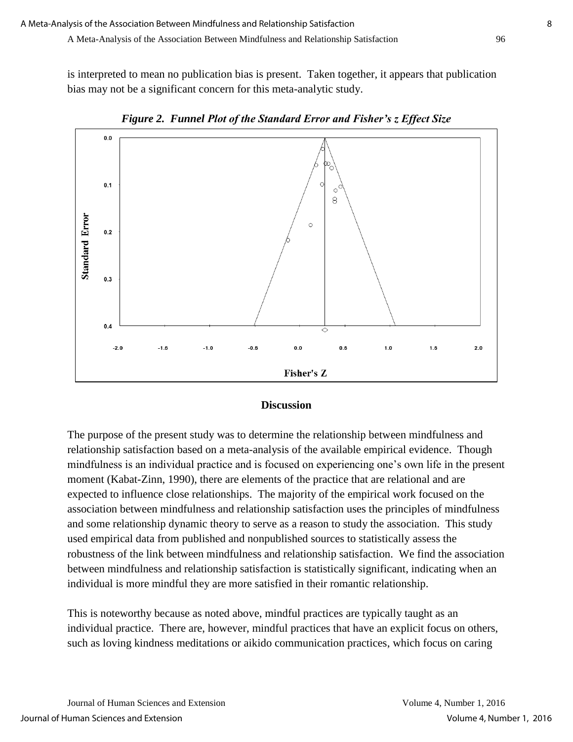is interpreted to mean no publication bias is present. Taken together, it appears that publication bias may not be a significant concern for this meta-analytic study.

***Figure 2. Funnel Plot of the Standard Error and Fisher's z Effect Size***

## Discussion

The purpose of the present study was to determine the relationship between mindfulness and relationship satisfaction based on a meta-analysis of the available empirical evidence. Though mindfulness is an individual practice and is focused on experiencing one's own life in the present moment (Kabat-Zinn, 1990), there are elements of the practice that are relational and are expected to influence close relationships. The majority of the empirical work focused on the association between mindfulness and relationship satisfaction uses the principles of mindfulness and some relationship dynamic theory to serve as a reason to study the association. This study used empirical data from published and nonpublished sources to statistically assess the robustness of the link between mindfulness and relationship satisfaction. We find the association between mindfulness and relationship satisfaction is statistically significant, indicating when an individual is more mindful they are more satisfied in their romantic relationship.

This is noteworthy because as noted above, mindful practices are typically taught as an individual practice. There are, however, mindful practices that have an explicit focus on others, such as loving kindness meditations or aikido communication practices, which focus on caring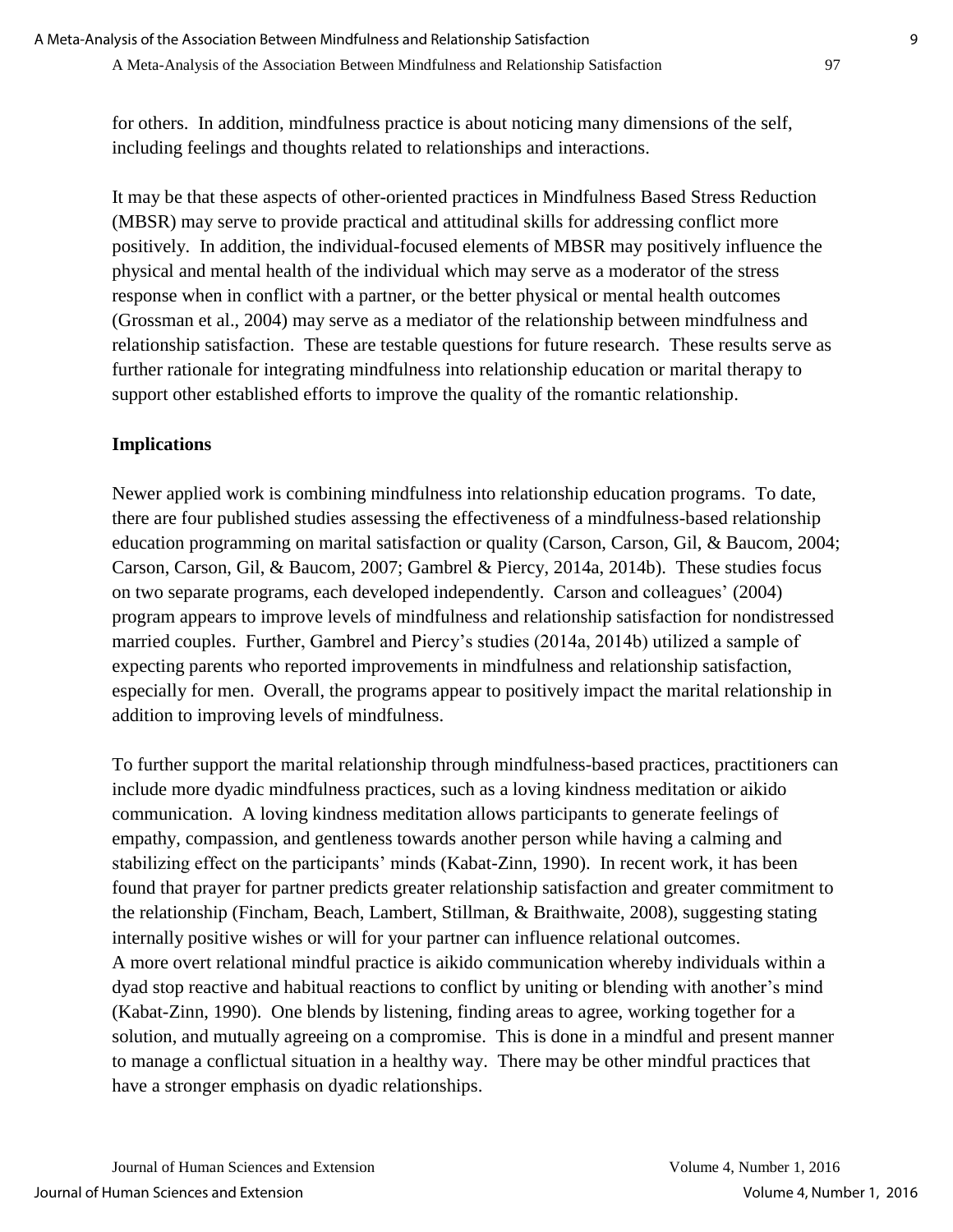for others. In addition, mindfulness practice is about noticing many dimensions of the self, including feelings and thoughts related to relationships and interactions.

It may be that these aspects of other-oriented practices in Mindfulness Based Stress Reduction (MBSR) may serve to provide practical and attitudinal skills for addressing conflict more positively. In addition, the individual-focused elements of MBSR may positively influence the physical and mental health of the individual which may serve as a moderator of the stress response when in conflict with a partner, or the better physical or mental health outcomes (Grossman et al., 2004) may serve as a mediator of the relationship between mindfulness and relationship satisfaction. These are testable questions for future research. These results serve as further rationale for integrating mindfulness into relationship education or marital therapy to support other established efforts to improve the quality of the romantic relationship.

### Implications

Newer applied work is combining mindfulness into relationship education programs. To date, there are four published studies assessing the effectiveness of a mindfulness-based relationship education programming on marital satisfaction or quality (Carson, Carson, Gil, & Baucom, 2004; Carson, Carson, Gil, & Baucom, 2007; Gambrel & Piercy, 2014a, 2014b). These studies focus on two separate programs, each developed independently. Carson and colleagues' (2004) program appears to improve levels of mindfulness and relationship satisfaction for nondistressed married couples. Further, Gambrel and Piercy's studies (2014a, 2014b) utilized a sample of expecting parents who reported improvements in mindfulness and relationship satisfaction, especially for men. Overall, the programs appear to positively impact the marital relationship in addition to improving levels of mindfulness.

To further support the marital relationship through mindfulness-based practices, practitioners can include more dyadic mindfulness practices, such as a loving kindness meditation or aikido communication. A loving kindness meditation allows participants to generate feelings of empathy, compassion, and gentleness towards another person while having a calming and stabilizing effect on the participants' minds (Kabat-Zinn, 1990). In recent work, it has been found that prayer for partner predicts greater relationship satisfaction and greater commitment to the relationship (Fincham, Beach, Lambert, Stillman, & Braithwaite, 2008), suggesting stating internally positive wishes or will for your partner can influence relational outcomes.
A more overt relational mindful practice is aikido communication whereby individuals within a dyad stop reactive and habitual reactions to conflict by uniting or blending with another's mind (Kabat-Zinn, 1990). One blends by listening, finding areas to agree, working together for a solution, and mutually agreeing on a compromise. This is done in a mindful and present manner to manage a conflictual situation in a healthy way. There may be other mindful practices that have a stronger emphasis on dyadic relationships.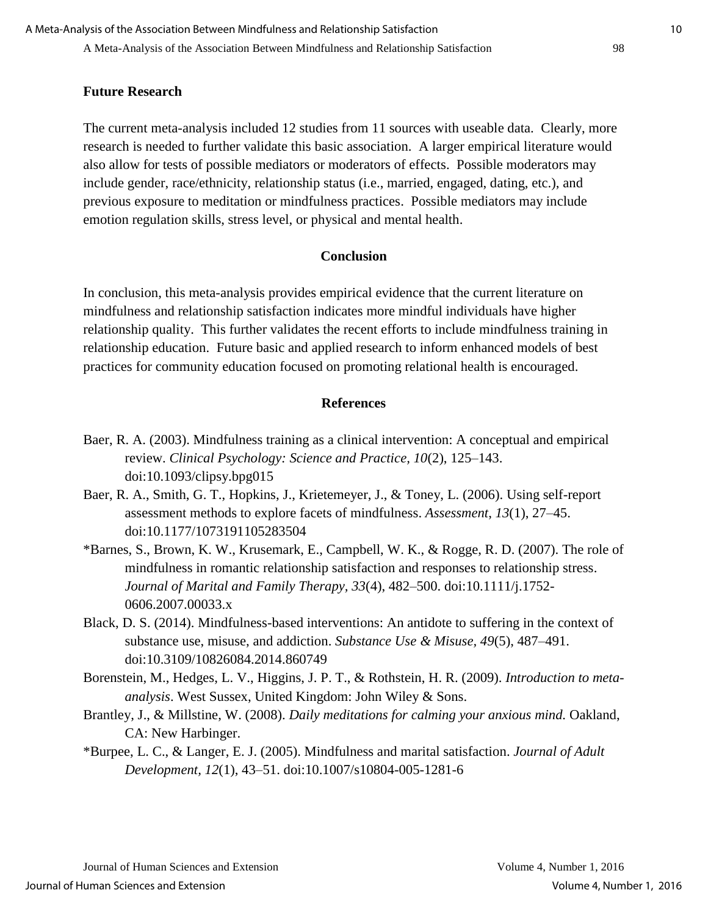### Future Research

The current meta-analysis included 12 studies from 11 sources with useable data. Clearly, more research is needed to further validate this basic association. A larger empirical literature would also allow for tests of possible mediators or moderators of effects. Possible moderators may include gender, race/ethnicity, relationship status (i.e., married, engaged, dating, etc.), and previous exposure to meditation or mindfulness practices. Possible mediators may include emotion regulation skills, stress level, or physical and mental health.

## Conclusion

In conclusion, this meta-analysis provides empirical evidence that the current literature on mindfulness and relationship satisfaction indicates more mindful individuals have higher relationship quality. This further validates the recent efforts to include mindfulness training in relationship education. Future basic and applied research to inform enhanced models of best practices for community education focused on promoting relational health is encouraged.

## References

Baer, R. A. (2003). Mindfulness training as a clinical intervention: A conceptual and empirical review. *Clinical Psychology: Science and Practice, 10*(2), 125–143. doi:10.1093/clipsy.bpg015

Baer, R. A., Smith, G. T., Hopkins, J., Krietemeyer, J., & Toney, L. (2006). Using self-report assessment methods to explore facets of mindfulness. *Assessment*, *13*(1), 27–45. doi:10.1177/1073191105283504

*Barnes, S., Brown, K. W., Krusemark, E., Campbell, W. K., & Rogge, R. D. (2007). The role of mindfulness in romantic relationship satisfaction and responses to relationship stress. *Journal of Marital and Family Therapy, 33*(4), 482–500. doi:10.1111/j.1752-0606.2007.00033.x

Black, D. S. (2014). Mindfulness-based interventions: An antidote to suffering in the context of substance use, misuse, and addiction. *Substance Use & Misuse, 49*(5), 487–491. doi:10.3109/10826084.2014.860749

Borenstein, M., Hedges, L. V., Higgins, J. P. T., & Rothstein, H. R. (2009). *Introduction to meta-analysis*. West Sussex, United Kingdom: John Wiley & Sons.

Brantley, J., & Millstine, W. (2008). *Daily meditations for calming your anxious mind.* Oakland, CA: New Harbinger.

*Burpee, L. C., & Langer, E. J. (2005). Mindfulness and marital satisfaction. *Journal of Adult Development, 12*(1), 43–51. doi:10.1007/s10804-005-1281-6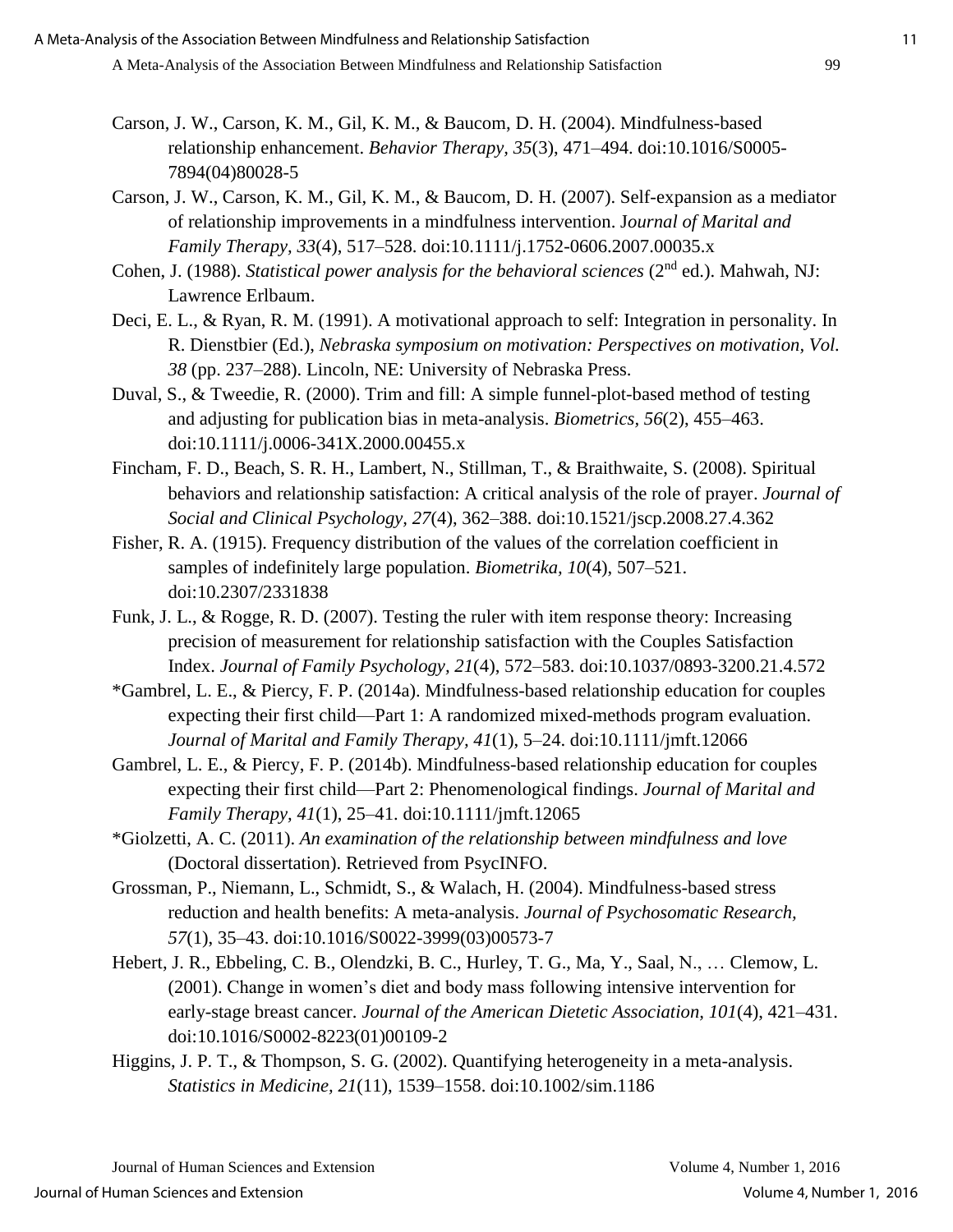Carson, J. W., Carson, K. M., Gil, K. M., & Baucom, D. H. (2004). Mindfulness-based relationship enhancement. *Behavior Therapy, 35*(3), 471–494. doi:10.1016/S0005-7894(04)80028-5

Carson, J. W., Carson, K. M., Gil, K. M., & Baucom, D. H. (2007). Self-expansion as a mediator of relationship improvements in a mindfulness intervention. J*ournal of Marital and Family Therapy, 33*(4), 517–528. doi:10.1111/j.1752-0606.2007.00035.x

Cohen, J. (1988). *Statistical power analysis for the behavioral sciences* (2nd ed.). Mahwah, NJ: Lawrence Erlbaum.

Deci, E. L., & Ryan, R. M. (1991). A motivational approach to self: Integration in personality. In R. Dienstbier (Ed.), *Nebraska symposium on motivation: Perspectives on motivation, Vol. 38* (pp. 237–288). Lincoln, NE: University of Nebraska Press.

Duval, S., & Tweedie, R. (2000). Trim and fill: A simple funnel-plot-based method of testing and adjusting for publication bias in meta-analysis. *Biometrics, 56*(2), 455–463. doi:10.1111/j.0006-341X.2000.00455.x

Fincham, F. D., Beach, S. R. H., Lambert, N., Stillman, T., & Braithwaite, S. (2008). Spiritual behaviors and relationship satisfaction: A critical analysis of the role of prayer. *Journal of Social and Clinical Psychology, 27*(4), 362–388. doi:10.1521/jscp.2008.27.4.362

Fisher, R. A. (1915). Frequency distribution of the values of the correlation coefficient in samples of indefinitely large population. *Biometrika, 10*(4), 507–521. doi:10.2307/2331838

Funk, J. L., & Rogge, R. D. (2007). Testing the ruler with item response theory: Increasing precision of measurement for relationship satisfaction with the Couples Satisfaction Index. *Journal of Family Psychology, 21*(4), 572–583. doi:10.1037/0893-3200.21.4.572

*Gambrel, L. E., & Piercy, F. P. (2014a). Mindfulness-based relationship education for couples expecting their first child—Part 1: A randomized mixed-methods program evaluation. *Journal of Marital and Family Therapy, 41*(1), 5–24. doi:10.1111/jmft.12066

Gambrel, L. E., & Piercy, F. P. (2014b). Mindfulness-based relationship education for couples expecting their first child—Part 2: Phenomenological findings. *Journal of Marital and Family Therapy, 41*(1), 25–41. doi:10.1111/jmft.12065

*Giolzetti, A. C. (2011). *An examination of the relationship between mindfulness and love* (Doctoral dissertation). Retrieved from PsycINFO.

Grossman, P., Niemann, L., Schmidt, S., & Walach, H. (2004). Mindfulness-based stress reduction and health benefits: A meta-analysis. *Journal of Psychosomatic Research, 57*(1), 35–43. doi:10.1016/S0022-3999(03)00573-7

Hebert, J. R., Ebbeling, C. B., Olendzki, B. C., Hurley, T. G., Ma, Y., Saal, N., … Clemow, L. (2001). Change in women's diet and body mass following intensive intervention for early-stage breast cancer. *Journal of the American Dietetic Association, 101*(4), 421–431. doi:10.1016/S0002-8223(01)00109-2

Higgins, J. P. T., & Thompson, S. G. (2002). Quantifying heterogeneity in a meta-analysis. *Statistics in Medicine, 21*(11), 1539–1558. doi:10.1002/sim.1186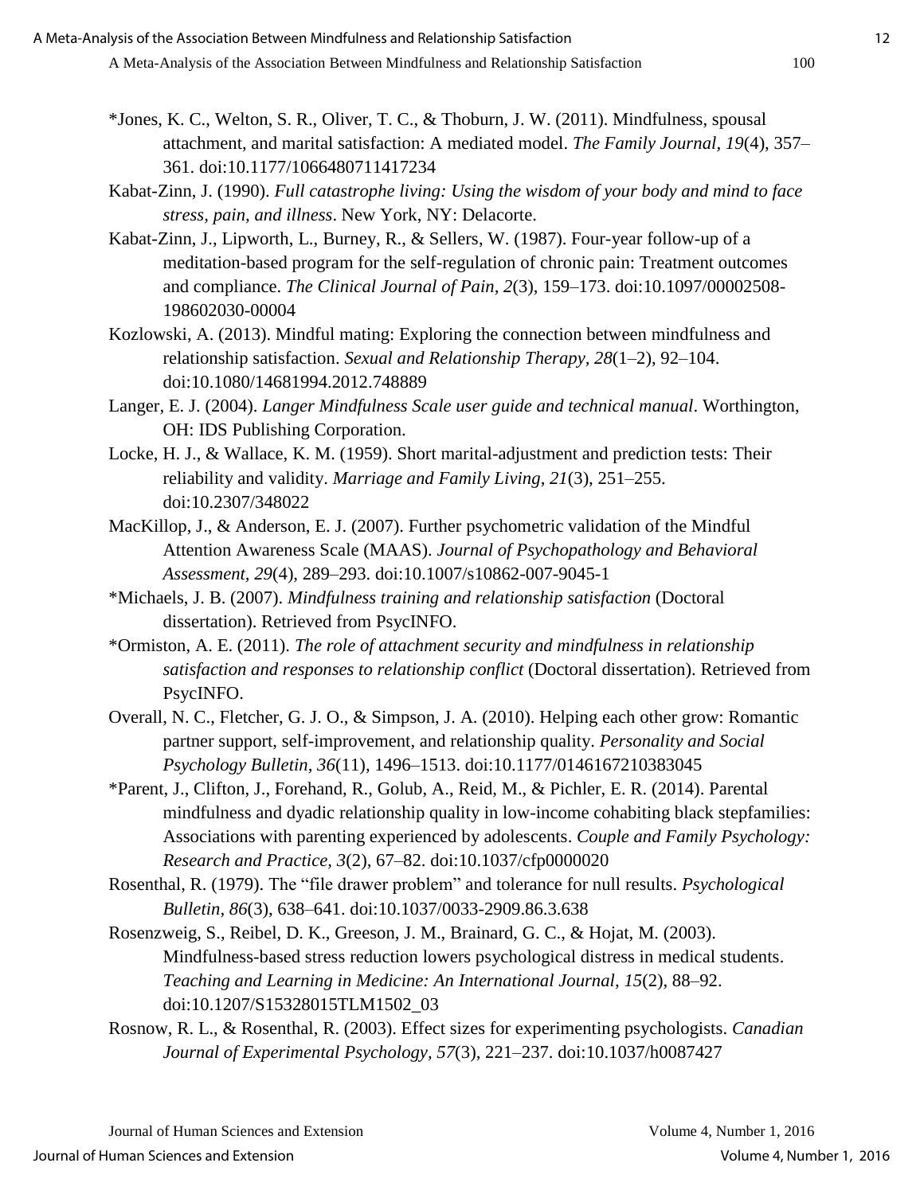*Jones, K. C., Welton, S. R., Oliver, T. C., & Thoburn, J. W. (2011). Mindfulness, spousal attachment, and marital satisfaction: A mediated model. *The Family Journal, 19*(4), 357–361. doi:10.1177/1066480711417234

Kabat-Zinn, J. (1990). *Full catastrophe living: Using the wisdom of your body and mind to face stress, pain, and illness*. New York, NY: Delacorte.

Kabat-Zinn, J., Lipworth, L., Burney, R., & Sellers, W. (1987). Four-year follow-up of a meditation-based program for the self-regulation of chronic pain: Treatment outcomes and compliance. *The Clinical Journal of Pain, 2*(3), 159–173. doi:10.1097/00002508-198602030-00004

Kozlowski, A. (2013). Mindful mating: Exploring the connection between mindfulness and relationship satisfaction. *Sexual and Relationship Therapy, 28*(1–2), 92–104. doi:10.1080/14681994.2012.748889

Langer, E. J. (2004). *Langer Mindfulness Scale user guide and technical manual*. Worthington, OH: IDS Publishing Corporation.

Locke, H. J., & Wallace, K. M. (1959). Short marital-adjustment and prediction tests: Their reliability and validity. *Marriage and Family Living, 21*(3), 251–255. doi:10.2307/348022

MacKillop, J., & Anderson, E. J. (2007). Further psychometric validation of the Mindful Attention Awareness Scale (MAAS). *Journal of Psychopathology and Behavioral Assessment, 29*(4), 289–293. doi:10.1007/s10862-007-9045-1

*Michaels, J. B. (2007). *Mindfulness training and relationship satisfaction* (Doctoral dissertation). Retrieved from PsycINFO.

*Ormiston, A. E. (2011). *The role of attachment security and mindfulness in relationship satisfaction and responses to relationship conflict* (Doctoral dissertation). Retrieved from PsycINFO.

Overall, N. C., Fletcher, G. J. O., & Simpson, J. A. (2010). Helping each other grow: Romantic partner support, self-improvement, and relationship quality. *Personality and Social Psychology Bulletin, 36*(11), 1496–1513. doi:10.1177/0146167210383045

*Parent, J., Clifton, J., Forehand, R., Golub, A., Reid, M., & Pichler, E. R. (2014). Parental mindfulness and dyadic relationship quality in low-income cohabiting black stepfamilies: Associations with parenting experienced by adolescents. *Couple and Family Psychology: Research and Practice, 3*(2), 67–82. doi:10.1037/cfp0000020

Rosenthal, R. (1979). The "file drawer problem" and tolerance for null results. *Psychological Bulletin, 86*(3), 638–641. doi:10.1037/0033-2909.86.3.638

Rosenzweig, S., Reibel, D. K., Greeson, J. M., Brainard, G. C., & Hojat, M. (2003). Mindfulness-based stress reduction lowers psychological distress in medical students. *Teaching and Learning in Medicine: An International Journal, 15*(2), 88–92. doi:10.1207/S15328015TLM1502_03

Rosnow, R. L., & Rosenthal, R. (2003). Effect sizes for experimenting psychologists. *Canadian Journal of Experimental Psychology, 57*(3), 221–237. doi:10.1037/h0087427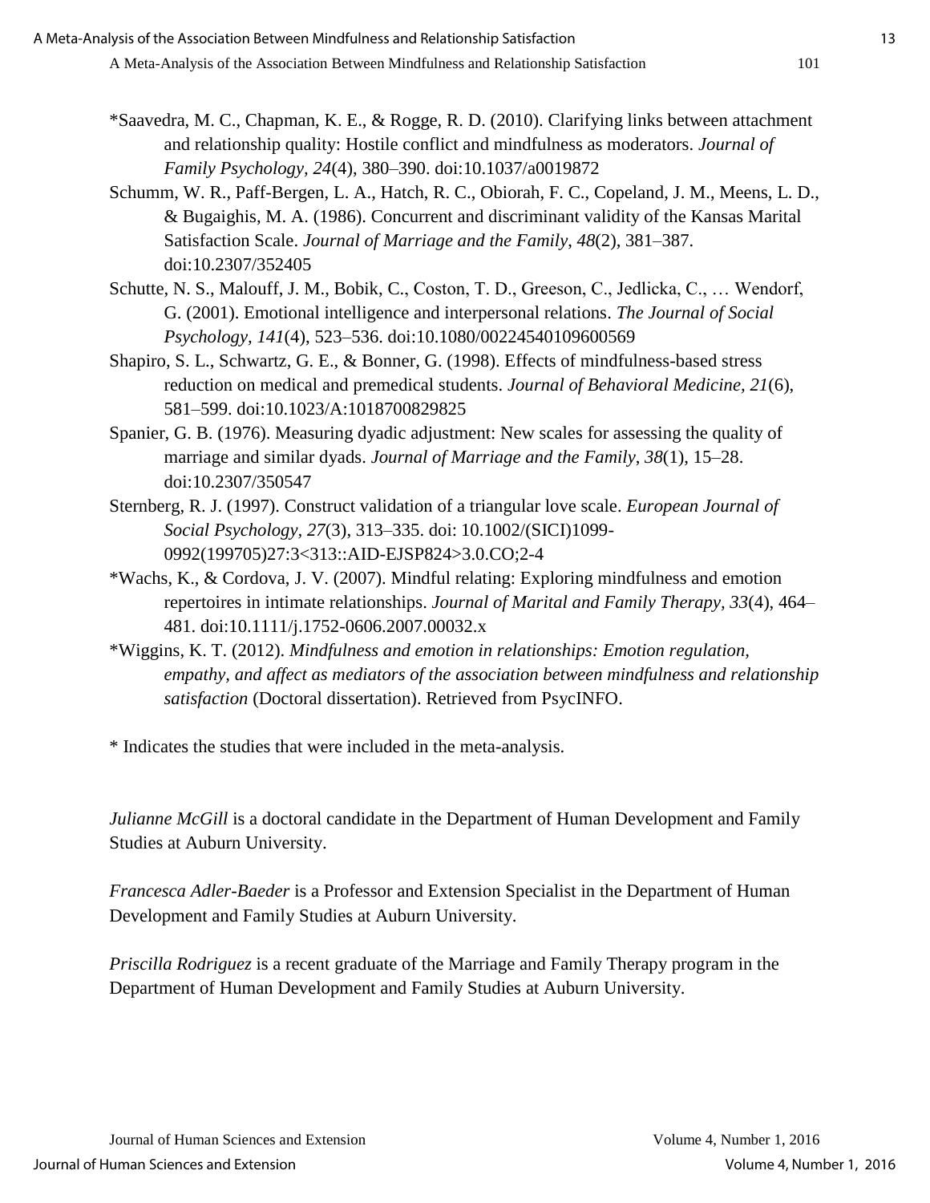*Saavedra, M. C., Chapman, K. E., & Rogge, R. D. (2010). Clarifying links between attachment and relationship quality: Hostile conflict and mindfulness as moderators. *Journal of Family Psychology, 24*(4), 380–390. doi:10.1037/a0019872

Schumm, W. R., Paff-Bergen, L. A., Hatch, R. C., Obiorah, F. C., Copeland, J. M., Meens, L. D., & Bugaighis, M. A. (1986). Concurrent and discriminant validity of the Kansas Marital Satisfaction Scale. *Journal of Marriage and the Family, 48*(2), 381–387. doi:10.2307/352405

Schutte, N. S., Malouff, J. M., Bobik, C., Coston, T. D., Greeson, C., Jedlicka, C., … Wendorf, G. (2001). Emotional intelligence and interpersonal relations. *The Journal of Social Psychology, 141*(4), 523–536. doi:10.1080/00224540109600569

Shapiro, S. L., Schwartz, G. E., & Bonner, G. (1998). Effects of mindfulness-based stress reduction on medical and premedical students. *Journal of Behavioral Medicine, 21*(6), 581–599. doi:10.1023/A:1018700829825

Spanier, G. B. (1976). Measuring dyadic adjustment: New scales for assessing the quality of marriage and similar dyads. *Journal of Marriage and the Family, 38*(1), 15–28. doi:10.2307/350547

Sternberg, R. J. (1997). Construct validation of a triangular love scale. *European Journal of Social Psychology, 27*(3), 313–335. doi: 10.1002/(SICI)1099-0992(199705)27:3<313::AID-EJSP824>3.0.CO;2-4

*Wachs, K., & Cordova, J. V. (2007). Mindful relating: Exploring mindfulness and emotion repertoires in intimate relationships. *Journal of Marital and Family Therapy, 33*(4), 464–481. doi:10.1111/j.1752-0606.2007.00032.x

*Wiggins, K. T. (2012). *Mindfulness and emotion in relationships: Emotion regulation, empathy, and affect as mediators of the association between mindfulness and relationship satisfaction* (Doctoral dissertation). Retrieved from PsycINFO.

* Indicates the studies that were included in the meta-analysis.

*Julianne McGill* is a doctoral candidate in the Department of Human Development and Family Studies at Auburn University.

*Francesca Adler-Baeder* is a Professor and Extension Specialist in the Department of Human Development and Family Studies at Auburn University.

*Priscilla Rodriguez* is a recent graduate of the Marriage and Family Therapy program in the Department of Human Development and Family Studies at Auburn University.